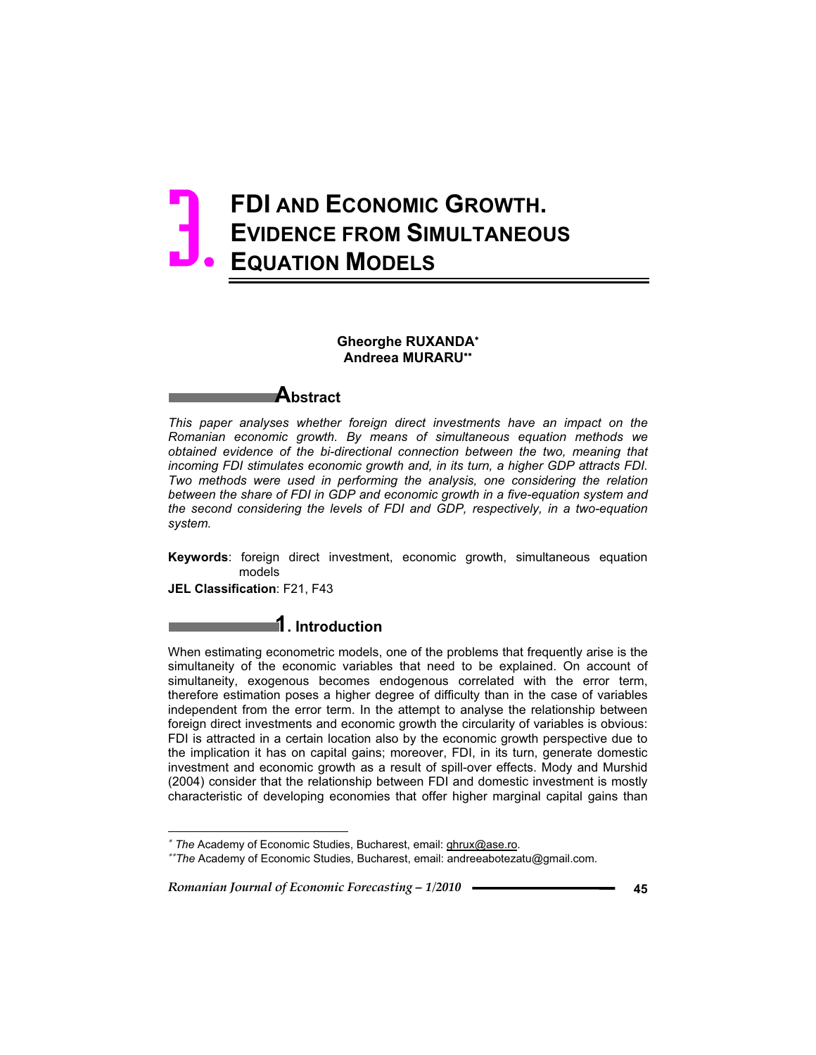# 3. FDI AND ECONOMIC GROWTH. EVIDENCE FROM SIMULTANEOUS EQUATION MODELS

**Gheorghe RUXANDA***
**Andreea MURARU****

## Abstract

*This paper analyses whether foreign direct investments have an impact on the Romanian economic growth. By means of simultaneous equation methods we obtained evidence of the bi-directional connection between the two, meaning that incoming FDI stimulates economic growth and, in its turn, a higher GDP attracts FDI. Two methods were used in performing the analysis, one considering the relation between the share of FDI in GDP and economic growth in a five-equation system and the second considering the levels of FDI and GDP, respectively, in a two-equation system.*

**Keywords**: foreign direct investment, economic growth, simultaneous equation models

**JEL Classification**: F21, F43

## 1. Introduction

When estimating econometric models, one of the problems that frequently arise is the simultaneity of the economic variables that need to be explained. On account of simultaneity, exogenous becomes endogenous correlated with the error term, therefore estimation poses a higher degree of difficulty than in the case of variables independent from the error term. In the attempt to analyse the relationship between foreign direct investments and economic growth the circularity of variables is obvious: FDI is attracted in a certain location also by the economic growth perspective due to the implication it has on capital gains; moreover, FDI, in its turn, generate domestic investment and economic growth as a result of spill-over effects. Mody and Murshid (2004) consider that the relationship between FDI and domestic investment is mostly characteristic of developing economies that offer higher marginal capital gains than

---

\* *The* Academy of Economic Studies, Bucharest, email: ghrux@ase.ro.

\*\**The* Academy of Economic Studies, Bucharest, email: andreeabotezatu@gmail.com.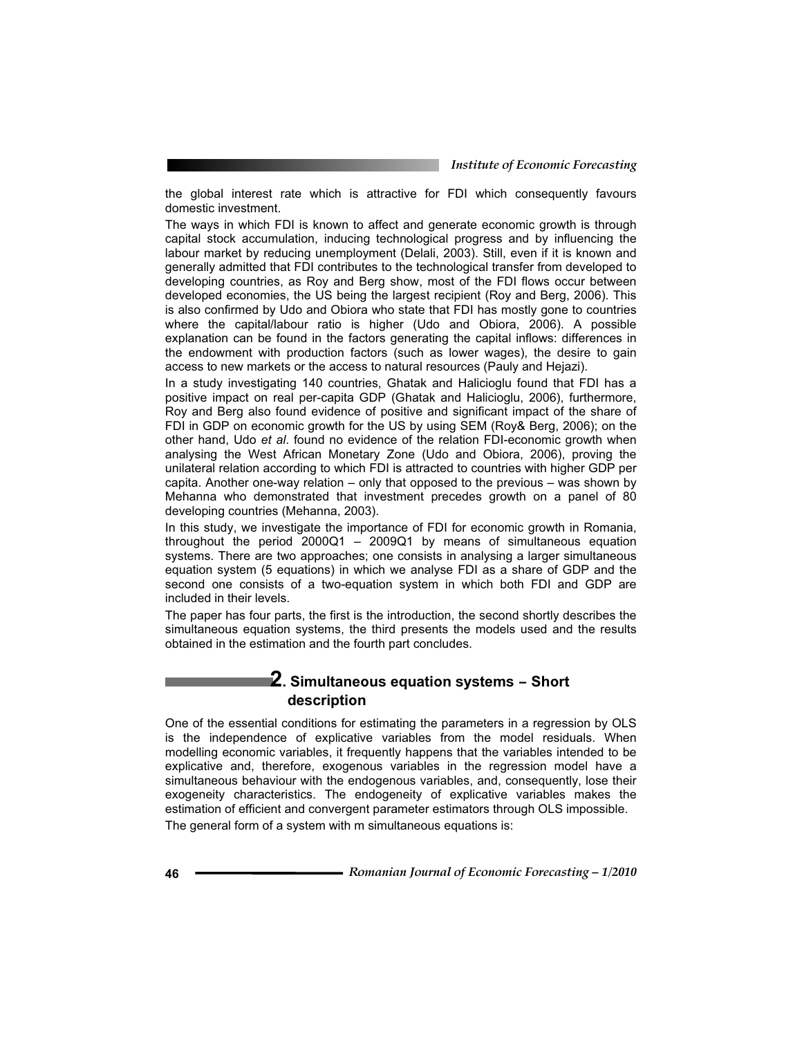the global interest rate which is attractive for FDI which consequently favours domestic investment.

The ways in which FDI is known to affect and generate economic growth is through capital stock accumulation, inducing technological progress and by influencing the labour market by reducing unemployment (Delali, 2003). Still, even if it is known and generally admitted that FDI contributes to the technological transfer from developed to developing countries, as Roy and Berg show, most of the FDI flows occur between developed economies, the US being the largest recipient (Roy and Berg, 2006). This is also confirmed by Udo and Obiora who state that FDI has mostly gone to countries where the capital/labour ratio is higher (Udo and Obiora, 2006). A possible explanation can be found in the factors generating the capital inflows: differences in the endowment with production factors (such as lower wages), the desire to gain access to new markets or the access to natural resources (Pauly and Hejazi).

In a study investigating 140 countries, Ghatak and Halicioglu found that FDI has a positive impact on real per-capita GDP (Ghatak and Halicioglu, 2006), furthermore, Roy and Berg also found evidence of positive and significant impact of the share of FDI in GDP on economic growth for the US by using SEM (Roy& Berg, 2006); on the other hand, Udo *et al*. found no evidence of the relation FDI-economic growth when analysing the West African Monetary Zone (Udo and Obiora, 2006), proving the unilateral relation according to which FDI is attracted to countries with higher GDP per capita. Another one-way relation – only that opposed to the previous – was shown by Mehanna who demonstrated that investment precedes growth on a panel of 80 developing countries (Mehanna, 2003).

In this study, we investigate the importance of FDI for economic growth in Romania, throughout the period 2000Q1 – 2009Q1 by means of simultaneous equation systems. There are two approaches; one consists in analysing a larger simultaneous equation system (5 equations) in which we analyse FDI as a share of GDP and the second one consists of a two-equation system in which both FDI and GDP are included in their levels.

The paper has four parts, the first is the introduction, the second shortly describes the simultaneous equation systems, the third presents the models used and the results obtained in the estimation and the fourth part concludes.

## 2. Simultaneous equation systems – Short description

One of the essential conditions for estimating the parameters in a regression by OLS is the independence of explicative variables from the model residuals. When modelling economic variables, it frequently happens that the variables intended to be explicative and, therefore, exogenous variables in the regression model have a simultaneous behaviour with the endogenous variables, and, consequently, lose their exogeneity characteristics. The endogeneity of explicative variables makes the estimation of efficient and convergent parameter estimators through OLS impossible.

The general form of a system with m simultaneous equations is: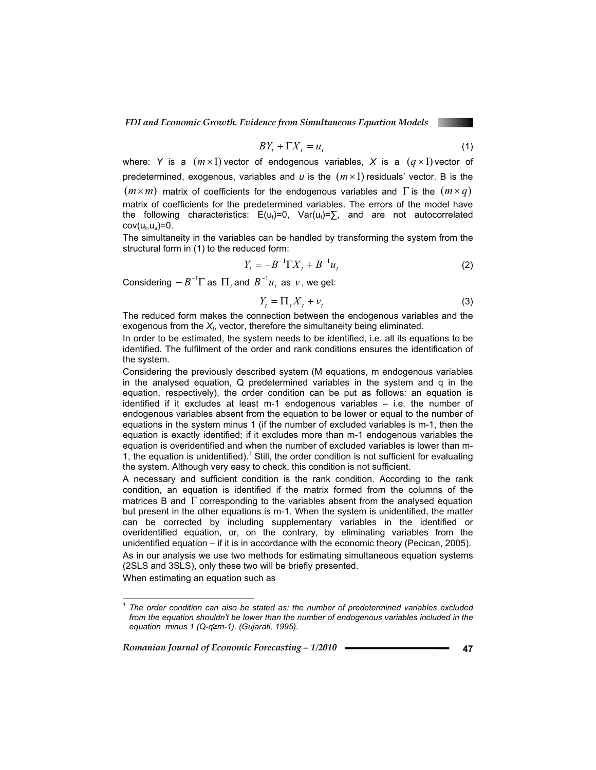$$BY_t + \Gamma X_t = u_t \tag{1}$$

where: *Y* is a $(m \times 1)$ vector of endogenous variables, *X* is a $(q \times 1)$ vector of predetermined, exogenous, variables and *u* is the $(m \times 1)$ residuals' vector. B is the $(m \times m)$ matrix of coefficients for the endogenous variables and $\Gamma$ is the $(m \times q)$ matrix of coefficients for the predetermined variables. The errors of the model have the following characteristics: $E(u_t)=0$, $Var(u_t)=\Sigma$, and are not autocorrelated $cov(u_t,u_s)=0$.

The simultaneity in the variables can be handled by transforming the system from the structural form in (1) to the reduced form:

$$Y_t = -B^{-1}\Gamma X_t + B^{-1}u_t \tag{2}$$

Considering $-B^{-1}\Gamma$ as $\Pi_t$ and $B^{-1}u_t$ as $v$, we get:

$$Y_t = \Pi_t X_t + v_t \tag{3}$$

The reduced form makes the connection between the endogenous variables and the exogenous from the $X_t$, vector, therefore the simultaneity being eliminated.

In order to be estimated, the system needs to be identified, i.e. all its equations to be identified. The fulfilment of the order and rank conditions ensures the identification of the system.

Considering the previously described system (M equations, m endogenous variables in the analysed equation, Q predetermined variables in the system and q in the equation, respectively), the order condition can be put as follows: an equation is identified if it excludes at least m-1 endogenous variables – i.e. the number of endogenous variables absent from the equation to be lower or equal to the number of equations in the system minus 1 (if the number of excluded variables is m-1, then the equation is exactly identified; if it excludes more than m-1 endogenous variables the equation is overidentified and when the number of excluded variables is lower than m-1, the equation is unidentified).[1] Still, the order condition is not sufficient for evaluating the system. Although very easy to check, this condition is not sufficient.

A necessary and sufficient condition is the rank condition. According to the rank condition, an equation is identified if the matrix formed from the columns of the matrices B and $\Gamma$ corresponding to the variables absent from the analysed equation but present in the other equations is m-1. When the system is unidentified, the matter can be corrected by including supplementary variables in the identified or overidentified equation, or, on the contrary, by eliminating variables from the unidentified equation – if it is in accordance with the economic theory (Pecican, 2005).

As in our analysis we use two methods for estimating simultaneous equation systems (2SLS and 3SLS), only these two will be briefly presented.

When estimating an equation such as

---

[1] *The order condition can also be stated as: the number of predetermined variables excluded from the equation shouldn't be lower than the number of endogenous variables included in the equation minus 1 (Q-q≥m-1). (Gujarati, 1995).*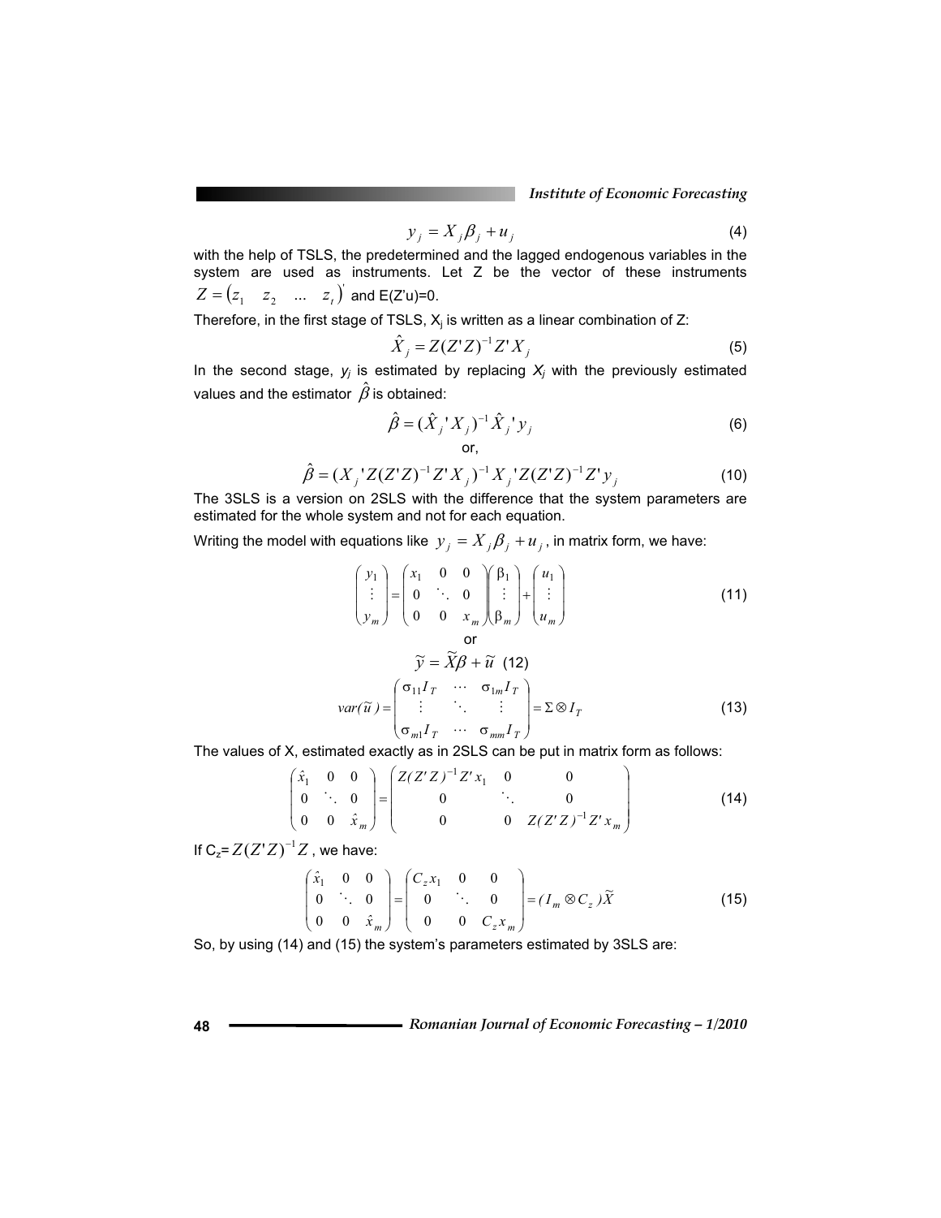$$y_j = X_j \beta_j + u_j \tag{4}$$

with the help of TSLS, the predetermined and the lagged endogenous variables in the system are used as instruments. Let Z be the vector of these instruments $Z = \begin{pmatrix} z_1 & z_2 & \dots & z_t \end{pmatrix}'$ and E(Z'u)=0.

Therefore, in the first stage of TSLS, $X_j$ is written as a linear combination of Z:

$$\hat{X}_j = Z(Z'Z)^{-1} Z' X_j \tag{5}$$

In the second stage, $y_j$ is estimated by replacing $X_j$ with the previously estimated values and the estimator $\hat{\beta}$ is obtained:

$$\hat{\beta} = (\hat{X}_j{}' X_j)^{-1} \hat{X}_j{}' y_j \tag{6}$$

or,

$$\hat{\beta} = (X_j{}' Z(Z'Z)^{-1} Z' X_j)^{-1} X_j{}' Z(Z'Z)^{-1} Z' y_j \tag{10}$$

The 3SLS is a version on 2SLS with the difference that the system parameters are estimated for the whole system and not for each equation.

Writing the model with equations like $y_j = X_j \beta_j + u_j$, in matrix form, we have:

$$\begin{pmatrix} y_1 \\ \vdots \\ y_m \end{pmatrix} = \begin{pmatrix} x_1 & 0 & 0 \\ 0 & \ddots & 0 \\ 0 & 0 & x_m \end{pmatrix} \begin{pmatrix} \beta_1 \\ \vdots \\ \beta_m \end{pmatrix} + \begin{pmatrix} u_1 \\ \vdots \\ u_m \end{pmatrix} \tag{11}$$

or

$$\widetilde{y} = \widetilde{X}\beta + \widetilde{u} \tag{12}$$

$$var(\widetilde{u}) = \begin{pmatrix} \sigma_{11} I_T & \cdots & \sigma_{1m} I_T \\ \vdots & \ddots & \vdots \\ \sigma_{m1} I_T & \cdots & \sigma_{mm} I_T \end{pmatrix} = \Sigma \otimes I_T \tag{13}$$

The values of X, estimated exactly as in 2SLS can be put in matrix form as follows:

$$\begin{pmatrix} \hat{x}_1 & 0 & 0 \\ 0 & \ddots & 0 \\ 0 & 0 & \hat{x}_m \end{pmatrix} = \begin{pmatrix} Z(Z'Z)^{-1} Z' x_1 & 0 & 0 \\ 0 & \ddots & 0 \\ 0 & 0 & Z(Z'Z)^{-1} Z' x_m \end{pmatrix} \tag{14}$$

If $C_z = Z(Z'Z)^{-1} Z$, we have:

$$\begin{pmatrix} \hat{x}_1 & 0 & 0 \\ 0 & \ddots & 0 \\ 0 & 0 & \hat{x}_m \end{pmatrix} = \begin{pmatrix} C_z x_1 & 0 & 0 \\ 0 & \ddots & 0 \\ 0 & 0 & C_z x_m \end{pmatrix} = (I_m \otimes C_z)\widetilde{X} \tag{15}$$

So, by using (14) and (15) the system's parameters estimated by 3SLS are: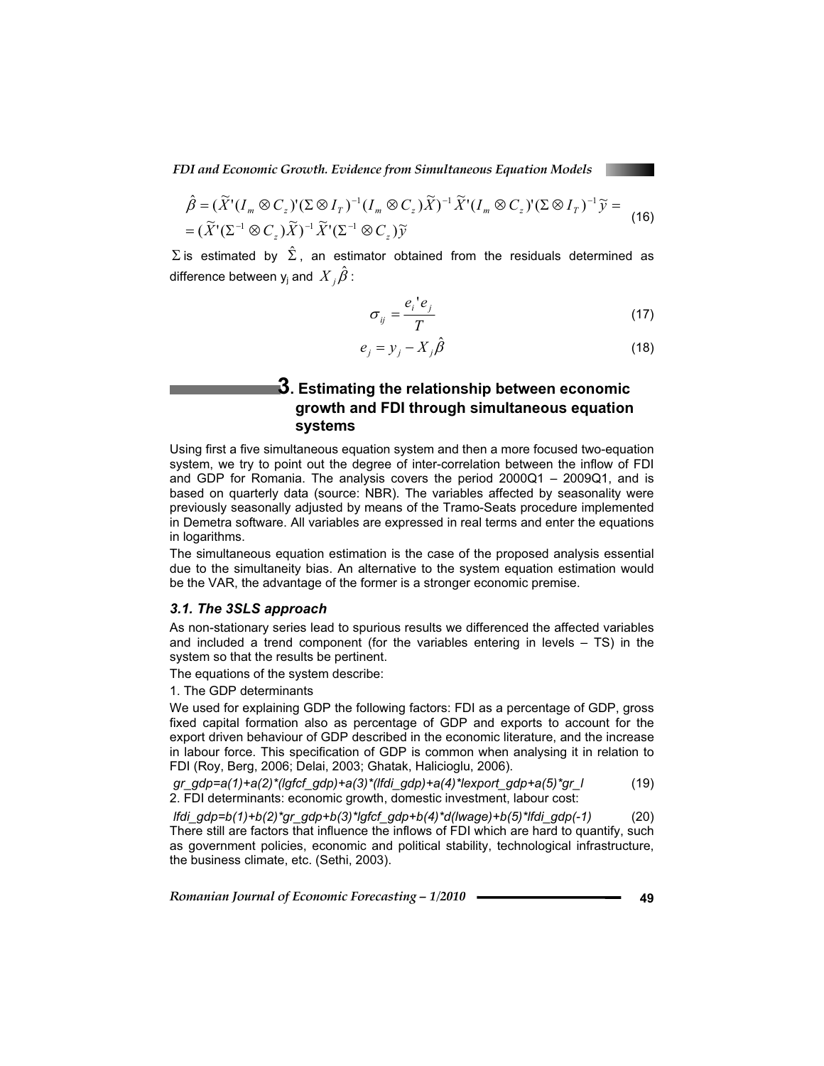$$\hat{\beta} = (\widetilde{X}'(I_m \otimes C_z)'(\Sigma \otimes I_T)^{-1}(I_m \otimes C_z)\widetilde{X})^{-1}\widetilde{X}'(I_m \otimes C_z)'(\Sigma \otimes I_T)^{-1}\widetilde{y} =$$
$$= (\widetilde{X}'(\Sigma^{-1} \otimes C_z)\widetilde{X})^{-1}\widetilde{X}'(\Sigma^{-1} \otimes C_z)\widetilde{y} \tag{16}$$

$\Sigma$ is estimated by $\hat{\Sigma}$, an estimator obtained from the residuals determined as difference between $y_j$ and $X_j\hat{\beta}$ :

$$\sigma_{ij} = \frac{e_i' e_j}{T} \tag{17}$$

$$e_j = y_j - X_j\hat{\beta} \tag{18}$$

## 3. Estimating the relationship between economic growth and FDI through simultaneous equation systems

Using first a five simultaneous equation system and then a more focused two-equation system, we try to point out the degree of inter-correlation between the inflow of FDI and GDP for Romania. The analysis covers the period 2000Q1 – 2009Q1, and is based on quarterly data (source: NBR). The variables affected by seasonality were previously seasonally adjusted by means of the Tramo-Seats procedure implemented in Demetra software. All variables are expressed in real terms and enter the equations in logarithms.

The simultaneous equation estimation is the case of the proposed analysis essential due to the simultaneity bias. An alternative to the system equation estimation would be the VAR, the advantage of the former is a stronger economic premise.

### *3.1. The 3SLS approach*

As non-stationary series lead to spurious results we differenced the affected variables and included a trend component (for the variables entering in levels – TS) in the system so that the results be pertinent.

The equations of the system describe:

1. The GDP determinants

We used for explaining GDP the following factors: FDI as a percentage of GDP, gross fixed capital formation also as percentage of GDP and exports to account for the export driven behaviour of GDP described in the economic literature, and the increase in labour force. This specification of GDP is common when analysing it in relation to FDI (Roy, Berg, 2006; Delai, 2003; Ghatak, Halicioglu, 2006).

*gr_gdp=a(1)+a(2)*(lgfcf_gdp)+a(3)*(lfdi_gdp)+a(4)*lexport_gdp+a(5)*gr_l* (19)

2. FDI determinants: economic growth, domestic investment, labour cost:

*lfdi_gdp=b(1)+b(2)*gr_gdp+b(3)*lgfcf_gdp+b(4)*d(lwage)+b(5)*lfdi_gdp(-1)* (20)

There still are factors that influence the inflows of FDI which are hard to quantify, such as government policies, economic and political stability, technological infrastructure, the business climate, etc. (Sethi, 2003).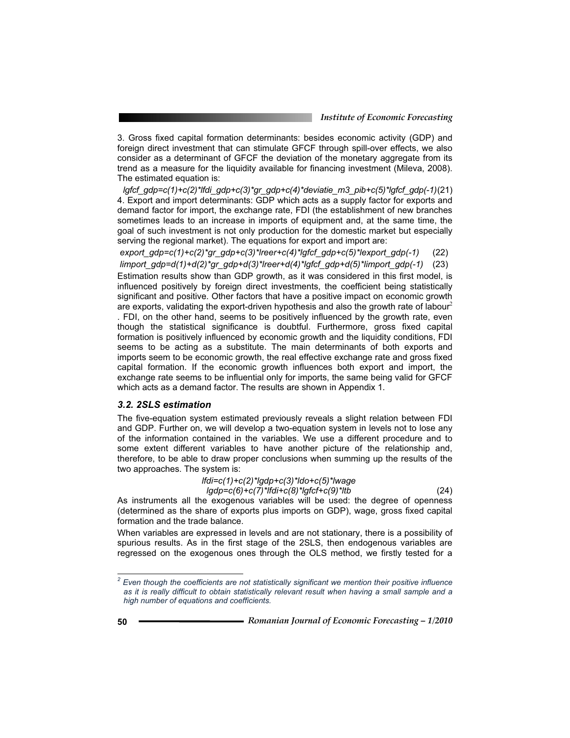3. Gross fixed capital formation determinants: besides economic activity (GDP) and foreign direct investment that can stimulate GFCF through spill-over effects, we also consider as a determinant of GFCF the deviation of the monetary aggregate from its trend as a measure for the liquidity available for financing investment (Mileva, 2008). The estimated equation is:

$$lgfcf\_gdp=c(1)+c(2)*lfdi\_gdp+c(3)*gr\_gdp+c(4)*deviatie\_m3\_pib+c(5)*lgfcf\_gdp(-1) \quad (21)$$

4. Export and import determinants: GDP which acts as a supply factor for exports and demand factor for import, the exchange rate, FDI (the establishment of new branches sometimes leads to an increase in imports of equipment and, at the same time, the goal of such investment is not only production for the domestic market but especially serving the regional market). The equations for export and import are:

$$export\_gdp=c(1)+c(2)*gr\_gdp+c(3)*lreer+c(4)*lgfcf\_gdp+c(5)*lexport\_gdp(-1) \quad (22)$$

$$limport\_gdp=d(1)+d(2)*gr\_gdp+d(3)*lreer+d(4)*lgfcf\_gdp+d(5)*limport\_gdp(-1) \quad (23)$$

Estimation results show than GDP growth, as it was considered in this first model, is influenced positively by foreign direct investments, the coefficient being statistically significant and positive. Other factors that have a positive impact on economic growth are exports, validating the export-driven hypothesis and also the growth rate of labour[2]. FDI, on the other hand, seems to be positively influenced by the growth rate, even though the statistical significance is doubtful. Furthermore, gross fixed capital formation is positively influenced by economic growth and the liquidity conditions, FDI seems to be acting as a substitute. The main determinants of both exports and imports seem to be economic growth, the real effective exchange rate and gross fixed capital formation. If the economic growth influences both export and import, the exchange rate seems to be influential only for imports, the same being valid for GFCF which acts as a demand factor. The results are shown in Appendix 1.

### *3.2. 2SLS estimation*

The five-equation system estimated previously reveals a slight relation between FDI and GDP. Further on, we will develop a two-equation system in levels not to lose any of the information contained in the variables. We use a different procedure and to some extent different variables to have another picture of the relationship and, therefore, to be able to draw proper conclusions when summing up the results of the two approaches. The system is:

$$\begin{aligned} lfdi&=c(1)+c(2)*lgdp+c(3)*ldo+c(5)*lwage \\ lgdp&=c(6)+c(7)*lfdi+c(8)*lgfcf+c(9)*ltb \end{aligned} \quad (24)$$

As instruments all the exogenous variables will be used: the degree of openness (determined as the share of exports plus imports on GDP), wage, gross fixed capital formation and the trade balance.

When variables are expressed in levels and are not stationary, there is a possibility of spurious results. As in the first stage of the 2SLS, then endogenous variables are regressed on the exogenous ones through the OLS method, we firstly tested for a

[2] *Even though the coefficients are not statistically significant we mention their positive influence as it is really difficult to obtain statistically relevant result when having a small sample and a high number of equations and coefficients.*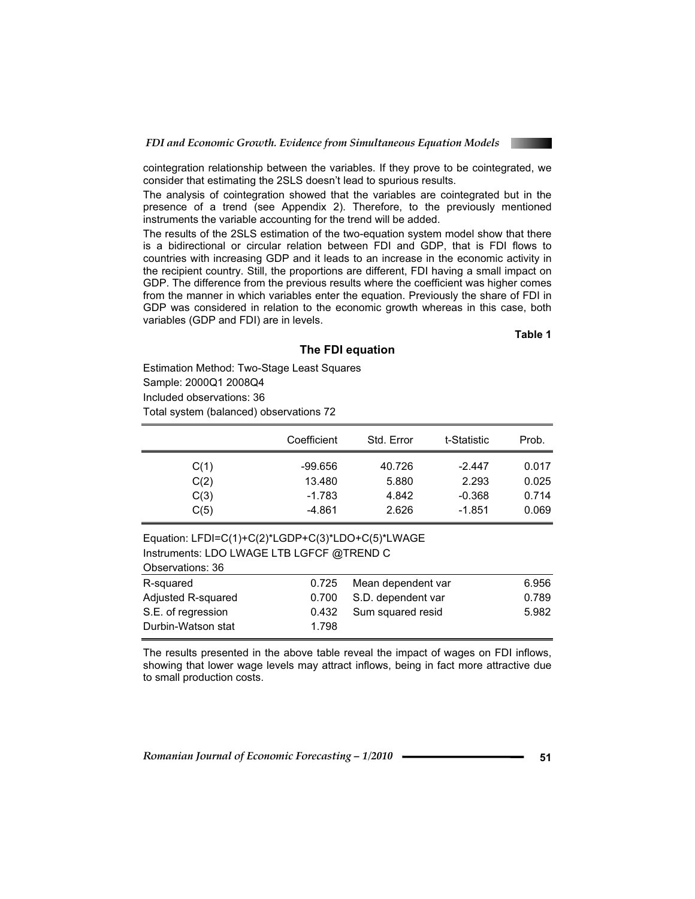cointegration relationship between the variables. If they prove to be cointegrated, we consider that estimating the 2SLS doesn't lead to spurious results.

The analysis of cointegration showed that the variables are cointegrated but in the presence of a trend (see Appendix 2). Therefore, to the previously mentioned instruments the variable accounting for the trend will be added.

The results of the 2SLS estimation of the two-equation system model show that there is a bidirectional or circular relation between FDI and GDP, that is FDI flows to countries with increasing GDP and it leads to an increase in the economic activity in the recipient country. Still, the proportions are different, FDI having a small impact on GDP. The difference from the previous results where the coefficient was higher comes from the manner in which variables enter the equation. Previously the share of FDI in GDP was considered in relation to the economic growth whereas in this case, both variables (GDP and FDI) are in levels.

**Table 1**

**The FDI equation**

Estimation Method: Two-Stage Least Squares
Sample: 2000Q1 2008Q4
Included observations: 36
Total system (balanced) observations 72

| | Coefficient | Std. Error | t-Statistic | Prob. |
|---|---|---|---|---|
| C(1) | -99.656 | 40.726 | -2.447 | 0.017 |
| C(2) | 13.480 | 5.880 | 2.293 | 0.025 |
| C(3) | -1.783 | 4.842 | -0.368 | 0.714 |
| C(5) | -4.861 | 2.626 | -1.851 | 0.069 |

Equation: LFDI=C(1)+C(2)*LGDP+C(3)*LDO+C(5)*LWAGE
Instruments: LDO LWAGE LTB LGFCF @TREND C
Observations: 36

| | | | |
|---|---|---|---|
| R-squared | 0.725 | Mean dependent var | 6.956 |
| Adjusted R-squared | 0.700 | S.D. dependent var | 0.789 |
| S.E. of regression | 0.432 | Sum squared resid | 5.982 |
| Durbin-Watson stat | 1.798 | | |

The results presented in the above table reveal the impact of wages on FDI inflows, showing that lower wage levels may attract inflows, being in fact more attractive due to small production costs.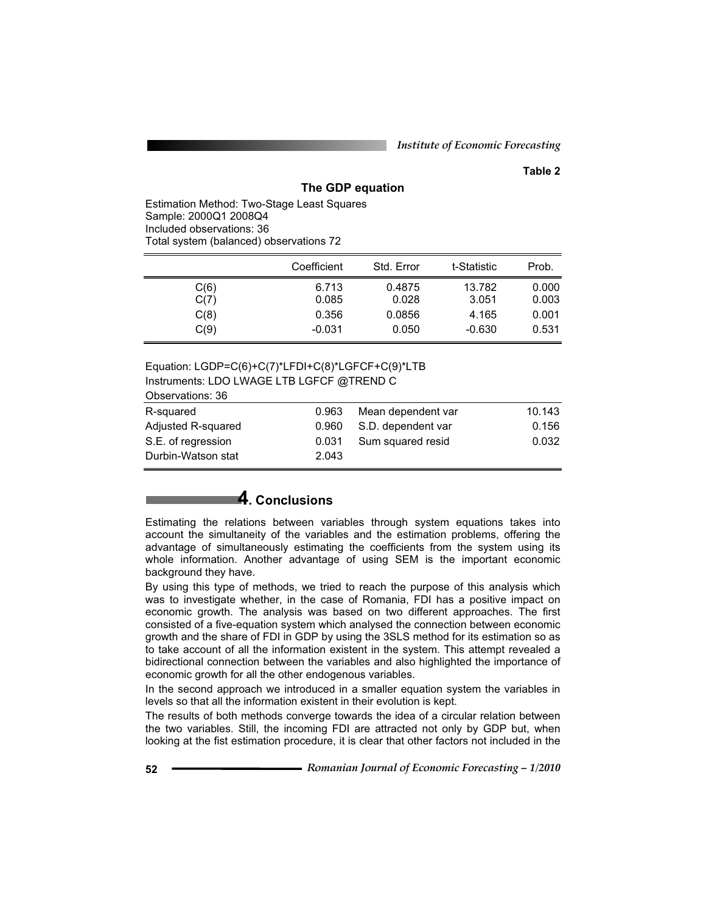**Table 2**

**The GDP equation**

Estimation Method: Two-Stage Least Squares
Sample: 2000Q1 2008Q4
Included observations: 36
Total system (balanced) observations 72

| | Coefficient | Std. Error | t-Statistic | Prob. |
|---|---|---|---|---|
| C(6) | 6.713 | 0.4875 | 13.782 | 0.000 |
| C(7) | 0.085 | 0.028 | 3.051 | 0.003 |
| C(8) | 0.356 | 0.0856 | 4.165 | 0.001 |
| C(9) | -0.031 | 0.050 | -0.630 | 0.531 |

Equation: LGDP=C(6)+C(7)*LFDI+C(8)*LGFCF+C(9)*LTB
Instruments: LDO LWAGE LTB LGFCF @TREND C
Observations: 36

| | | | |
|---|---|---|---|
| R-squared | 0.963 | Mean dependent var | 10.143 |
| Adjusted R-squared | 0.960 | S.D. dependent var | 0.156 |
| S.E. of regression | 0.031 | Sum squared resid | 0.032 |
| Durbin-Watson stat | 2.043 | | |

## 4. Conclusions

Estimating the relations between variables through system equations takes into account the simultaneity of the variables and the estimation problems, offering the advantage of simultaneously estimating the coefficients from the system using its whole information. Another advantage of using SEM is the important economic background they have.

By using this type of methods, we tried to reach the purpose of this analysis which was to investigate whether, in the case of Romania, FDI has a positive impact on economic growth. The analysis was based on two different approaches. The first consisted of a five-equation system which analysed the connection between economic growth and the share of FDI in GDP by using the 3SLS method for its estimation so as to take account of all the information existent in the system. This attempt revealed a bidirectional connection between the variables and also highlighted the importance of economic growth for all the other endogenous variables.

In the second approach we introduced in a smaller equation system the variables in levels so that all the information existent in their evolution is kept.

The results of both methods converge towards the idea of a circular relation between the two variables. Still, the incoming FDI are attracted not only by GDP but, when looking at the fist estimation procedure, it is clear that other factors not included in the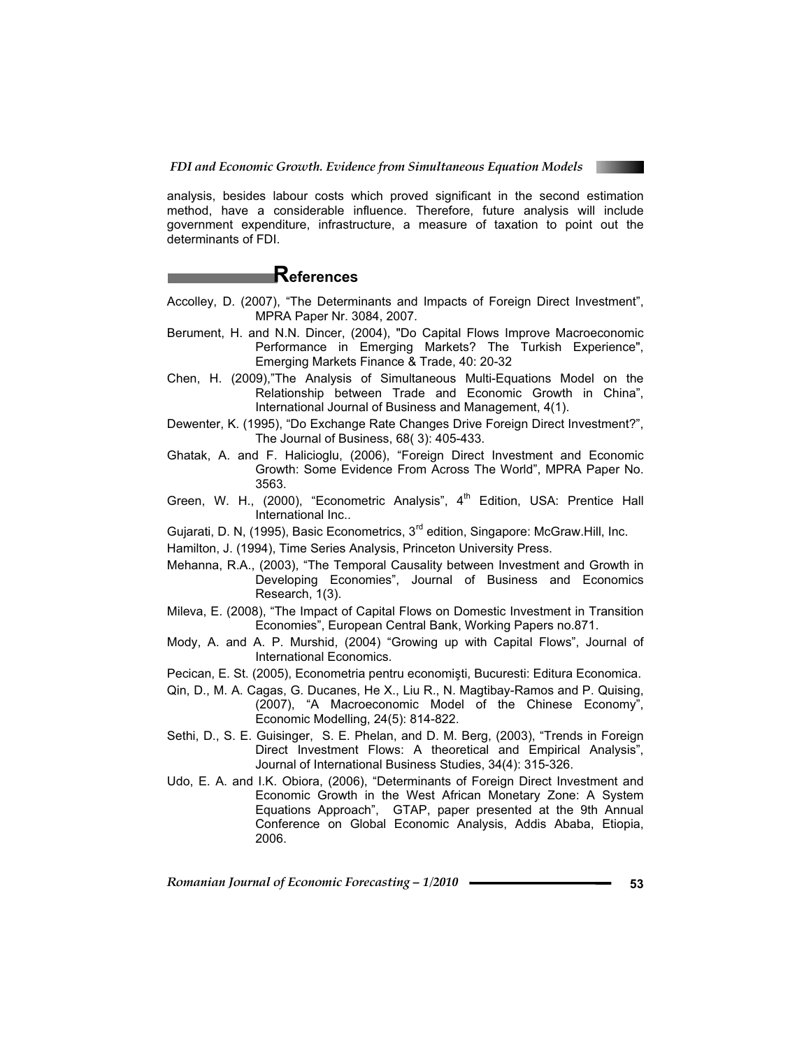analysis, besides labour costs which proved significant in the second estimation method, have a considerable influence. Therefore, future analysis will include government expenditure, infrastructure, a measure of taxation to point out the determinants of FDI.

## References

Accolley, D. (2007), "The Determinants and Impacts of Foreign Direct Investment", MPRA Paper Nr. 3084, 2007.

Berument, H. and N.N. Dincer, (2004), "Do Capital Flows Improve Macroeconomic Performance in Emerging Markets? The Turkish Experience", Emerging Markets Finance & Trade, 40: 20-32

Chen, H. (2009),"The Analysis of Simultaneous Multi-Equations Model on the Relationship between Trade and Economic Growth in China", International Journal of Business and Management, 4(1).

Dewenter, K. (1995), "Do Exchange Rate Changes Drive Foreign Direct Investment?", The Journal of Business, 68( 3): 405-433.

Ghatak, A. and F. Halicioglu, (2006), "Foreign Direct Investment and Economic Growth: Some Evidence From Across The World", MPRA Paper No. 3563.

Green, W. H., (2000), "Econometric Analysis", 4th Edition, USA: Prentice Hall International Inc..

Gujarati, D. N, (1995), Basic Econometrics, 3rd edition, Singapore: McGraw.Hill, Inc.

Hamilton, J. (1994), Time Series Analysis, Princeton University Press.

Mehanna, R.A., (2003), "The Temporal Causality between Investment and Growth in Developing Economies", Journal of Business and Economics Research, 1(3).

Mileva, E. (2008), "The Impact of Capital Flows on Domestic Investment in Transition Economies", European Central Bank, Working Papers no.871.

Mody, A. and A. P. Murshid, (2004) "Growing up with Capital Flows", Journal of International Economics.

Pecican, E. St. (2005), Econometria pentru economişti, Bucuresti: Editura Economica.

Qin, D., M. A. Cagas, G. Ducanes, He X., Liu R., N. Magtibay-Ramos and P. Quising, (2007), "A Macroeconomic Model of the Chinese Economy", Economic Modelling, 24(5): 814-822.

Sethi, D., S. E. Guisinger, S. E. Phelan, and D. M. Berg, (2003), "Trends in Foreign Direct Investment Flows: A theoretical and Empirical Analysis", Journal of International Business Studies, 34(4): 315-326.

Udo, E. A. and I.K. Obiora, (2006), "Determinants of Foreign Direct Investment and Economic Growth in the West African Monetary Zone: A System Equations Approach", GTAP, paper presented at the 9th Annual Conference on Global Economic Analysis, Addis Ababa, Etiopia, 2006.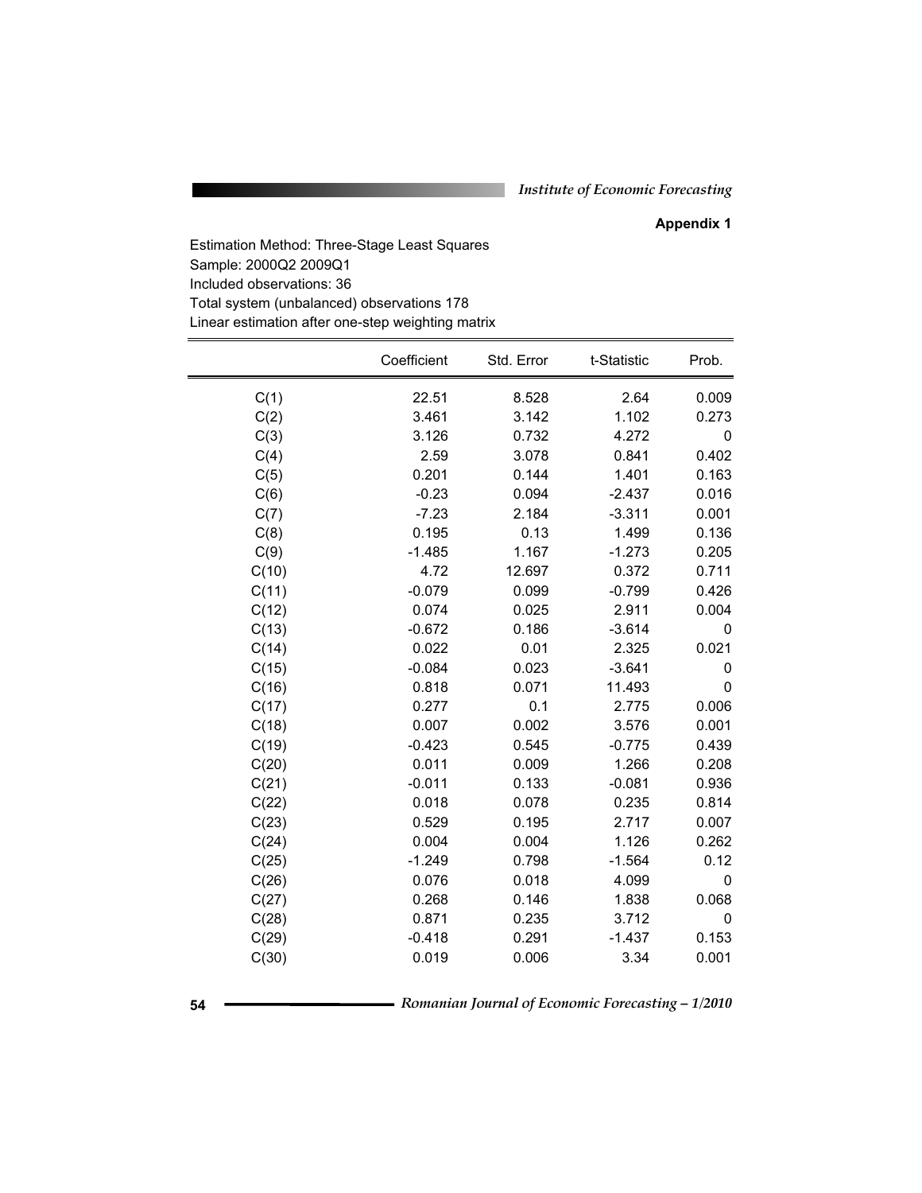**Appendix 1**

Estimation Method: Three-Stage Least Squares
Sample: 2000Q2 2009Q1
Included observations: 36
Total system (unbalanced) observations 178
Linear estimation after one-step weighting matrix

| | Coefficient | Std. Error | t-Statistic | Prob. |
|---|---|---|---|---|
| C(1) | 22.51 | 8.528 | 2.64 | 0.009 |
| C(2) | 3.461 | 3.142 | 1.102 | 0.273 |
| C(3) | 3.126 | 0.732 | 4.272 | 0 |
| C(4) | 2.59 | 3.078 | 0.841 | 0.402 |
| C(5) | 0.201 | 0.144 | 1.401 | 0.163 |
| C(6) | -0.23 | 0.094 | -2.437 | 0.016 |
| C(7) | -7.23 | 2.184 | -3.311 | 0.001 |
| C(8) | 0.195 | 0.13 | 1.499 | 0.136 |
| C(9) | -1.485 | 1.167 | -1.273 | 0.205 |
| C(10) | 4.72 | 12.697 | 0.372 | 0.711 |
| C(11) | -0.079 | 0.099 | -0.799 | 0.426 |
| C(12) | 0.074 | 0.025 | 2.911 | 0.004 |
| C(13) | -0.672 | 0.186 | -3.614 | 0 |
| C(14) | 0.022 | 0.01 | 2.325 | 0.021 |
| C(15) | -0.084 | 0.023 | -3.641 | 0 |
| C(16) | 0.818 | 0.071 | 11.493 | 0 |
| C(17) | 0.277 | 0.1 | 2.775 | 0.006 |
| C(18) | 0.007 | 0.002 | 3.576 | 0.001 |
| C(19) | -0.423 | 0.545 | -0.775 | 0.439 |
| C(20) | 0.011 | 0.009 | 1.266 | 0.208 |
| C(21) | -0.011 | 0.133 | -0.081 | 0.936 |
| C(22) | 0.018 | 0.078 | 0.235 | 0.814 |
| C(23) | 0.529 | 0.195 | 2.717 | 0.007 |
| C(24) | 0.004 | 0.004 | 1.126 | 0.262 |
| C(25) | -1.249 | 0.798 | -1.564 | 0.12 |
| C(26) | 0.076 | 0.018 | 4.099 | 0 |
| C(27) | 0.268 | 0.146 | 1.838 | 0.068 |
| C(28) | 0.871 | 0.235 | 3.712 | 0 |
| C(29) | -0.418 | 0.291 | -1.437 | 0.153 |
| C(30) | 0.019 | 0.006 | 3.34 | 0.001 |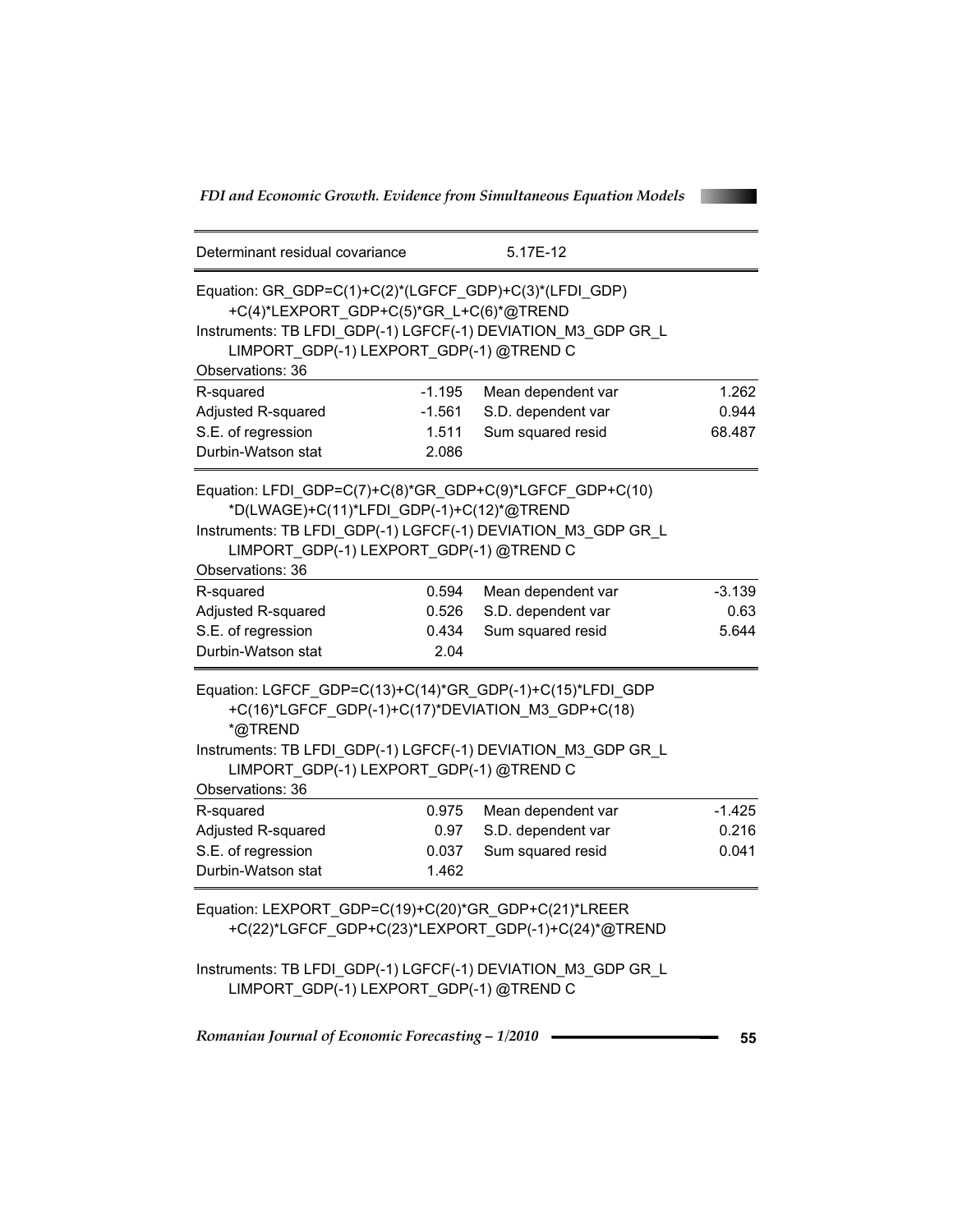| Determinant residual covariance | | 5.17E-12 | |
|---|---|---|---|

Equation: GR_GDP=C(1)+C(2)*(LGFCF_GDP)+C(3)*(LFDI_GDP)
+C(4)*LEXPORT_GDP+C(5)*GR_L+C(6)*@TREND
Instruments: TB LFDI_GDP(-1) LGFCF(-1) DEVIATION_M3_GDP GR_L
LIMPORT_GDP(-1) LEXPORT_GDP(-1) @TREND C
Observations: 36

| | | | |
|---|---|---|---|
| R-squared | -1.195 | Mean dependent var | 1.262 |
| Adjusted R-squared | -1.561 | S.D. dependent var | 0.944 |
| S.E. of regression | 1.511 | Sum squared resid | 68.487 |
| Durbin-Watson stat | 2.086 | | |

Equation: LFDI_GDP=C(7)+C(8)*GR_GDP+C(9)*LGFCF_GDP+C(10)
*D(LWAGE)+C(11)*LFDI_GDP(-1)+C(12)*@TREND
Instruments: TB LFDI_GDP(-1) LGFCF(-1) DEVIATION_M3_GDP GR_L
LIMPORT_GDP(-1) LEXPORT_GDP(-1) @TREND C
Observations: 36

| | | | |
|---|---|---|---|
| R-squared | 0.594 | Mean dependent var | -3.139 |
| Adjusted R-squared | 0.526 | S.D. dependent var | 0.63 |
| S.E. of regression | 0.434 | Sum squared resid | 5.644 |
| Durbin-Watson stat | 2.04 | | |

Equation: LGFCF_GDP=C(13)+C(14)*GR_GDP(-1)+C(15)*LFDI_GDP
+C(16)*LGFCF_GDP(-1)+C(17)*DEVIATION_M3_GDP+C(18)
*@TREND
Instruments: TB LFDI_GDP(-1) LGFCF(-1) DEVIATION_M3_GDP GR_L
LIMPORT_GDP(-1) LEXPORT_GDP(-1) @TREND C
Observations: 36

| | | | |
|---|---|---|---|
| R-squared | 0.975 | Mean dependent var | -1.425 |
| Adjusted R-squared | 0.97 | S.D. dependent var | 0.216 |
| S.E. of regression | 0.037 | Sum squared resid | 0.041 |
| Durbin-Watson stat | 1.462 | | |

Equation: LEXPORT_GDP=C(19)+C(20)*GR_GDP+C(21)*LREER
+C(22)*LGFCF_GDP+C(23)*LEXPORT_GDP(-1)+C(24)*@TREND

Instruments: TB LFDI_GDP(-1) LGFCF(-1) DEVIATION_M3_GDP GR_L
LIMPORT_GDP(-1) LEXPORT_GDP(-1) @TREND C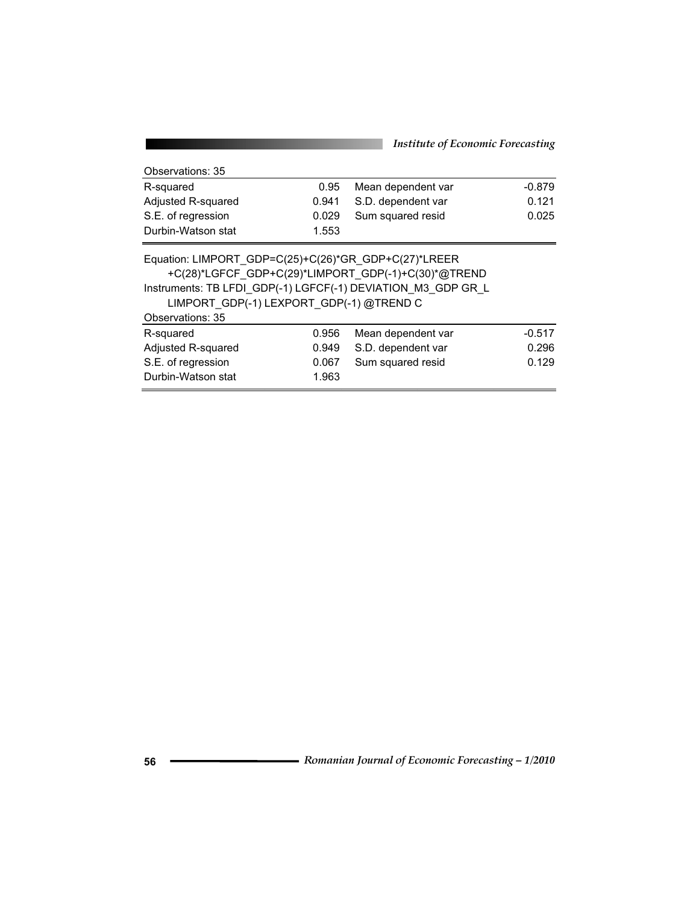Observations: 35

| | | | |
|---|---|---|---|
| R-squared | 0.95 | Mean dependent var | -0.879 |
| Adjusted R-squared | 0.941 | S.D. dependent var | 0.121 |
| S.E. of regression | 0.029 | Sum squared resid | 0.025 |
| Durbin-Watson stat | 1.553 | | |

Equation: LIMPORT_GDP=C(25)+C(26)*GR_GDP+C(27)*LREER +C(28)*LGFCF_GDP+C(29)*LIMPORT_GDP(-1)+C(30)*@TREND

Instruments: TB LFDI_GDP(-1) LGFCF(-1) DEVIATION_M3_GDP GR_L LIMPORT_GDP(-1) LEXPORT_GDP(-1) @TREND C

Observations: 35

| | | | |
|---|---|---|---|
| R-squared | 0.956 | Mean dependent var | -0.517 |
| Adjusted R-squared | 0.949 | S.D. dependent var | 0.296 |
| S.E. of regression | 0.067 | Sum squared resid | 0.129 |
| Durbin-Watson stat | 1.963 | | |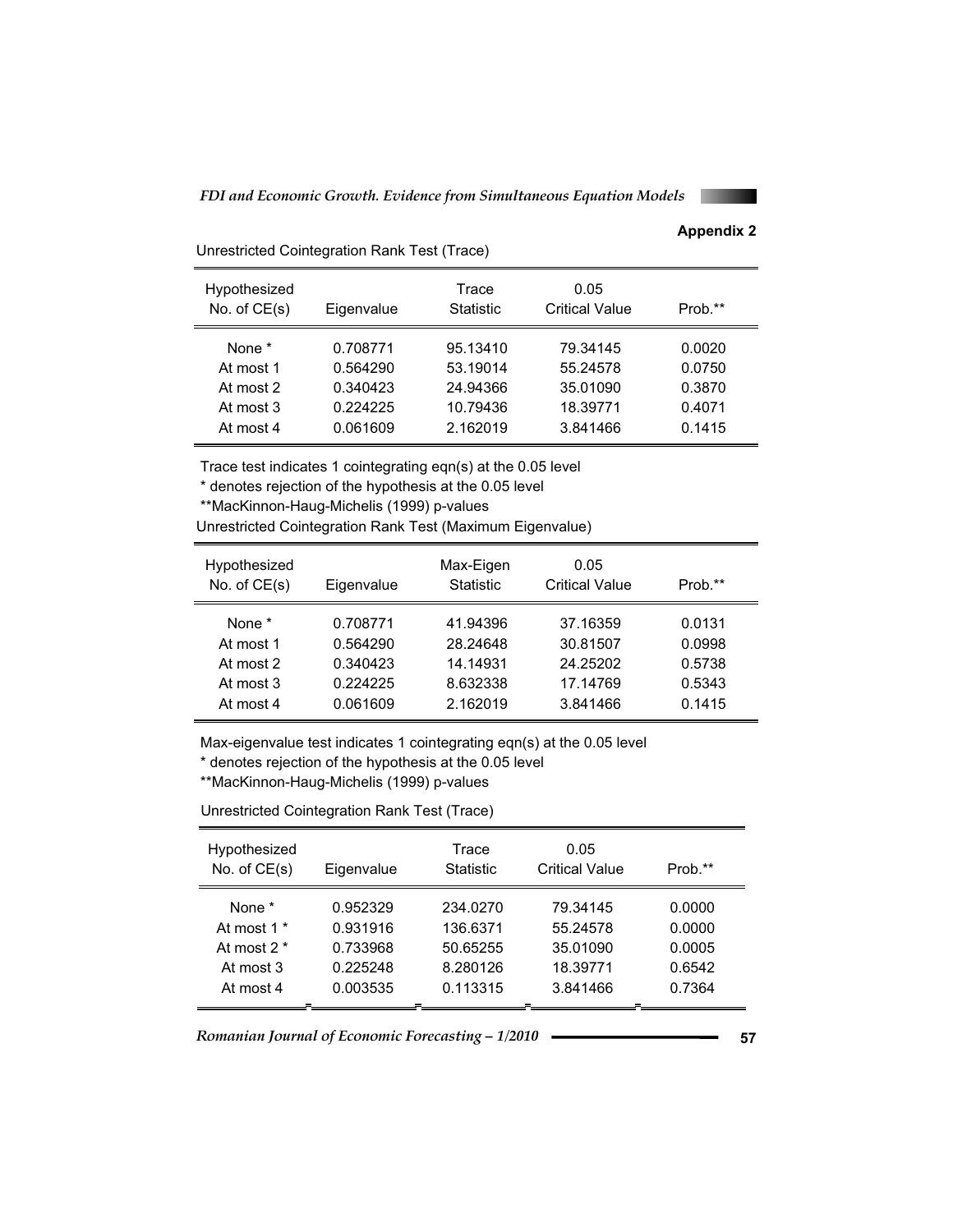**Appendix 2**

Unrestricted Cointegration Rank Test (Trace)

| Hypothesized No. of CE(s) | Eigenvalue | Trace Statistic | 0.05 Critical Value | Prob.** |
|---|---|---|---|---|
| None * | 0.708771 | 95.13410 | 79.34145 | 0.0020 |
| At most 1 | 0.564290 | 53.19014 | 55.24578 | 0.0750 |
| At most 2 | 0.340423 | 24.94366 | 35.01090 | 0.3870 |
| At most 3 | 0.224225 | 10.79436 | 18.39771 | 0.4071 |
| At most 4 | 0.061609 | 2.162019 | 3.841466 | 0.1415 |

Trace test indicates 1 cointegrating eqn(s) at the 0.05 level

* denotes rejection of the hypothesis at the 0.05 level

**MacKinnon-Haug-Michelis (1999) p-values

Unrestricted Cointegration Rank Test (Maximum Eigenvalue)

| Hypothesized No. of CE(s) | Eigenvalue | Max-Eigen Statistic | 0.05 Critical Value | Prob.** |
|---|---|---|---|---|
| None * | 0.708771 | 41.94396 | 37.16359 | 0.0131 |
| At most 1 | 0.564290 | 28.24648 | 30.81507 | 0.0998 |
| At most 2 | 0.340423 | 14.14931 | 24.25202 | 0.5738 |
| At most 3 | 0.224225 | 8.632338 | 17.14769 | 0.5343 |
| At most 4 | 0.061609 | 2.162019 | 3.841466 | 0.1415 |

Max-eigenvalue test indicates 1 cointegrating eqn(s) at the 0.05 level

* denotes rejection of the hypothesis at the 0.05 level

**MacKinnon-Haug-Michelis (1999) p-values

Unrestricted Cointegration Rank Test (Trace)

| Hypothesized No. of CE(s) | Eigenvalue | Trace Statistic | 0.05 Critical Value | Prob.** |
|---|---|---|---|---|
| None * | 0.952329 | 234.0270 | 79.34145 | 0.0000 |
| At most 1 * | 0.931916 | 136.6371 | 55.24578 | 0.0000 |
| At most 2 * | 0.733968 | 50.65255 | 35.01090 | 0.0005 |
| At most 3 | 0.225248 | 8.280126 | 18.39771 | 0.6542 |
| At most 4 | 0.003535 | 0.113315 | 3.841466 | 0.7364 |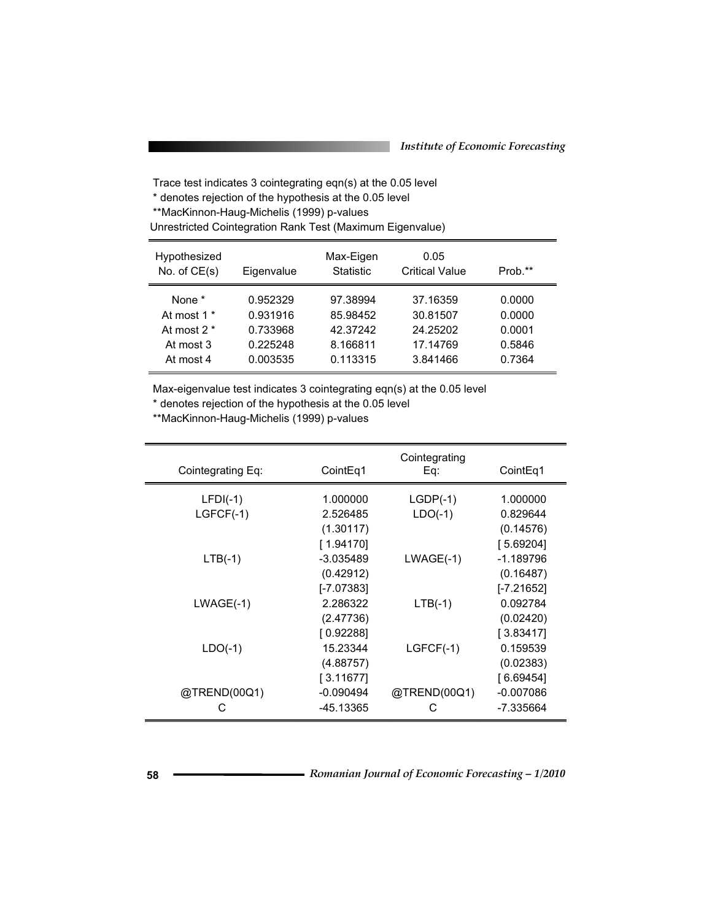Trace test indicates 3 cointegrating eqn(s) at the 0.05 level

* denotes rejection of the hypothesis at the 0.05 level

**MacKinnon-Haug-Michelis (1999) p-values

Unrestricted Cointegration Rank Test (Maximum Eigenvalue)

| Hypothesized No. of CE(s) | Eigenvalue | Max-Eigen Statistic | 0.05 Critical Value | Prob.** |
|---|---|---|---|---|
| None * | 0.952329 | 97.38994 | 37.16359 | 0.0000 |
| At most 1 * | 0.931916 | 85.98452 | 30.81507 | 0.0000 |
| At most 2 * | 0.733968 | 42.37242 | 24.25202 | 0.0001 |
| At most 3 | 0.225248 | 8.166811 | 17.14769 | 0.5846 |
| At most 4 | 0.003535 | 0.113315 | 3.841466 | 0.7364 |

Max-eigenvalue test indicates 3 cointegrating eqn(s) at the 0.05 level

* denotes rejection of the hypothesis at the 0.05 level

**MacKinnon-Haug-Michelis (1999) p-values

| Cointegrating Eq: | CointEq1 | Cointegrating Eq: | CointEq1 |
|---|---|---|---|
| LFDI(-1) | 1.000000 | LGDP(-1) | 1.000000 |
| LGFCF(-1) | 2.526485 | LDO(-1) | 0.829644 |
| | (1.30117) | | (0.14576) |
| | [ 1.94170] | | [ 5.69204] |
| LTB(-1) | -3.035489 | LWAGE(-1) | -1.189796 |
| | (0.42912) | | (0.16487) |
| | [-7.07383] | | [-7.21652] |
| LWAGE(-1) | 2.286322 | LTB(-1) | 0.092784 |
| | (2.47736) | | (0.02420) |
| | [ 0.92288] | | [ 3.83417] |
| LDO(-1) | 15.23344 | LGFCF(-1) | 0.159539 |
| | (4.88757) | | (0.02383) |
| | [ 3.11677] | | [ 6.69454] |
| @TREND(00Q1) | -0.090494 | @TREND(00Q1) | -0.007086 |
| C | -45.13365 | C | -7.335664 |